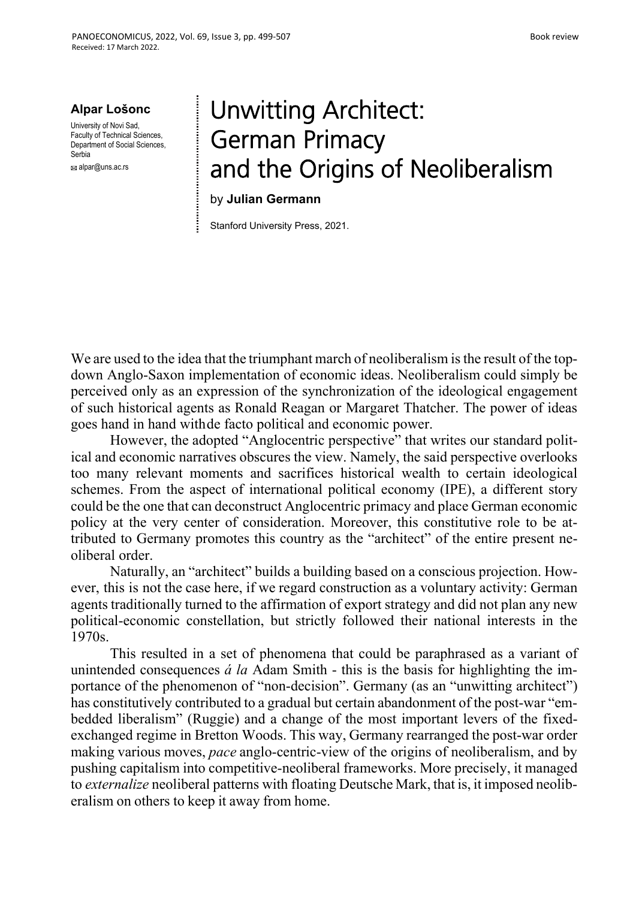Book review

Received: 17 March 2022.

**Alpar Lošonc**

University of Novi Sad, Faculty of Technical Sciences, Department of Social Sciences, Serbia

alpar@uns.ac.rs

# Unwitting Architect: German Primacy and the Origins of Neoliberalism

by **Julian Germann**

Stanford University Press, 2021.

We are used to the idea that the triumphant march of neoliberalism is the result of the top-down Anglo-Saxon implementation of economic ideas. Neoliberalism could simply be perceived only as an expression of the synchronization of the ideological engagement of such historical agents as Ronald Reagan or Margaret Thatcher. The power of ideas goes hand in hand withde facto political and economic power.

However, the adopted "Anglocentric perspective" that writes our standard political and economic narratives obscures the view. Namely, the said perspective overlooks too many relevant moments and sacrifices historical wealth to certain ideological schemes. From the aspect of international political economy (IPE), a different story could be the one that can deconstruct Anglocentric primacy and place German economic policy at the very center of consideration. Moreover, this constitutive role to be attributed to Germany promotes this country as the "architect" of the entire present neoliberal order.

Naturally, an "architect" builds a building based on a conscious projection. However, this is not the case here, if we regard construction as a voluntary activity: German agents traditionally turned to the affirmation of export strategy and did not plan any new political-economic constellation, but strictly followed their national interests in the 1970s.

This resulted in a set of phenomena that could be paraphrased as a variant of unintended consequences *á la* Adam Smith - this is the basis for highlighting the importance of the phenomenon of "non-decision". Germany (as an "unwitting architect") has constitutively contributed to a gradual but certain abandonment of the post-war "embedded liberalism" (Ruggie) and a change of the most important levers of the fixed-exchanged regime in Bretton Woods. This way, Germany rearranged the post-war order making various moves, *pace* anglo-centric-view of the origins of neoliberalism, and by pushing capitalism into competitive-neoliberal frameworks. More precisely, it managed to *externalize* neoliberal patterns with floating Deutsche Mark, that is, it imposed neoliberalism on others to keep it away from home.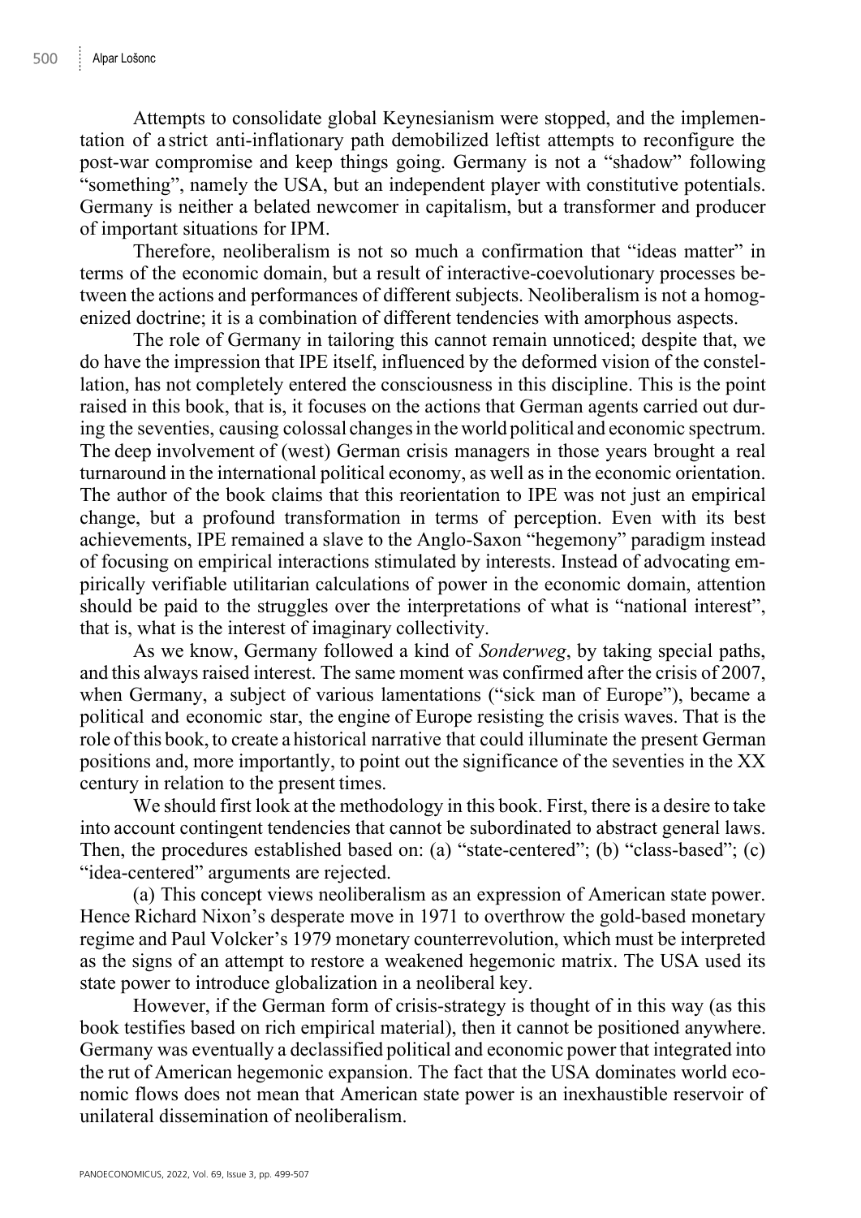Attempts to consolidate global Keynesianism were stopped, and the implementation of a strict anti-inflationary path demobilized leftist attempts to reconfigure the post-war compromise and keep things going. Germany is not a "shadow" following "something", namely the USA, but an independent player with constitutive potentials. Germany is neither a belated newcomer in capitalism, but a transformer and producer of important situations for IPM.

Therefore, neoliberalism is not so much a confirmation that "ideas matter" in terms of the economic domain, but a result of interactive-coevolutionary processes between the actions and performances of different subjects. Neoliberalism is not a homogenized doctrine; it is a combination of different tendencies with amorphous aspects.

The role of Germany in tailoring this cannot remain unnoticed; despite that, we do have the impression that IPE itself, influenced by the deformed vision of the constellation, has not completely entered the consciousness in this discipline. This is the point raised in this book, that is, it focuses on the actions that German agents carried out during the seventies, causing colossal changes in the world political and economic spectrum. The deep involvement of (west) German crisis managers in those years brought a real turnaround in the international political economy, as well as in the economic orientation. The author of the book claims that this reorientation to IPE was not just an empirical change, but a profound transformation in terms of perception. Even with its best achievements, IPE remained a slave to the Anglo-Saxon "hegemony" paradigm instead of focusing on empirical interactions stimulated by interests. Instead of advocating empirically verifiable utilitarian calculations of power in the economic domain, attention should be paid to the struggles over the interpretations of what is "national interest", that is, what is the interest of imaginary collectivity.

As we know, Germany followed a kind of *Sonderweg*, by taking special paths, and this always raised interest. The same moment was confirmed after the crisis of 2007, when Germany, a subject of various lamentations ("sick man of Europe"), became a political and economic star, the engine of Europe resisting the crisis waves. That is the role of this book, to create a historical narrative that could illuminate the present German positions and, more importantly, to point out the significance of the seventies in the XX century in relation to the present times.

We should first look at the methodology in this book. First, there is a desire to take into account contingent tendencies that cannot be subordinated to abstract general laws. Then, the procedures established based on: (a) "state-centered"; (b) "class-based"; (c) "idea-centered" arguments are rejected.

(a) This concept views neoliberalism as an expression of American state power. Hence Richard Nixon's desperate move in 1971 to overthrow the gold-based monetary regime and Paul Volcker's 1979 monetary counterrevolution, which must be interpreted as the signs of an attempt to restore a weakened hegemonic matrix. The USA used its state power to introduce globalization in a neoliberal key.

However, if the German form of crisis-strategy is thought of in this way (as this book testifies based on rich empirical material), then it cannot be positioned anywhere. Germany was eventually a declassified political and economic power that integrated into the rut of American hegemonic expansion. The fact that the USA dominates world economic flows does not mean that American state power is an inexhaustible reservoir of unilateral dissemination of neoliberalism.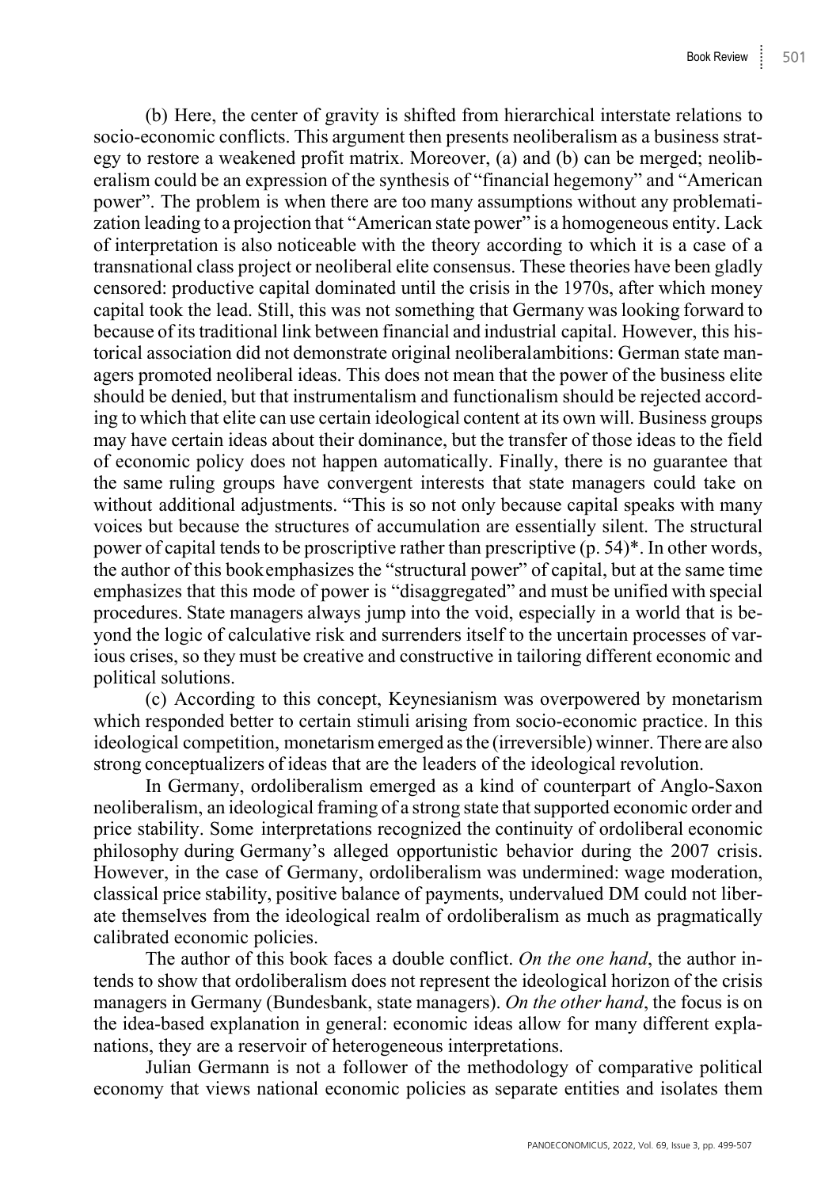(b) Here, the center of gravity is shifted from hierarchical interstate relations to socio-economic conflicts. This argument then presents neoliberalism as a business strategy to restore a weakened profit matrix. Moreover, (a) and (b) can be merged; neoliberalism could be an expression of the synthesis of "financial hegemony" and "American power". The problem is when there are too many assumptions without any problematization leading to a projection that "American state power" is a homogeneous entity. Lack of interpretation is also noticeable with the theory according to which it is a case of a transnational class project or neoliberal elite consensus. These theories have been gladly censored: productive capital dominated until the crisis in the 1970s, after which money capital took the lead. Still, this was not something that Germany was looking forward to because of its traditional link between financial and industrial capital. However, this historical association did not demonstrate original neoliberalambitions: German state managers promoted neoliberal ideas. This does not mean that the power of the business elite should be denied, but that instrumentalism and functionalism should be rejected according to which that elite can use certain ideological content at its own will. Business groups may have certain ideas about their dominance, but the transfer of those ideas to the field of economic policy does not happen automatically. Finally, there is no guarantee that the same ruling groups have convergent interests that state managers could take on without additional adjustments. "This is so not only because capital speaks with many voices but because the structures of accumulation are essentially silent. The structural power of capital tends to be proscriptive rather than prescriptive (p. 54)*. In other words, the author of this bookemphasizes the "structural power" of capital, but at the same time emphasizes that this mode of power is "disaggregated" and must be unified with special procedures. State managers always jump into the void, especially in a world that is beyond the logic of calculative risk and surrenders itself to the uncertain processes of various crises, so they must be creative and constructive in tailoring different economic and political solutions.

(c) According to this concept, Keynesianism was overpowered by monetarism which responded better to certain stimuli arising from socio-economic practice. In this ideological competition, monetarism emerged as the (irreversible) winner. There are also strong conceptualizers of ideas that are the leaders of the ideological revolution.

In Germany, ordoliberalism emerged as a kind of counterpart of Anglo-Saxon neoliberalism, an ideological framing of a strong state that supported economic order and price stability. Some interpretations recognized the continuity of ordoliberal economic philosophy during Germany's alleged opportunistic behavior during the 2007 crisis. However, in the case of Germany, ordoliberalism was undermined: wage moderation, classical price stability, positive balance of payments, undervalued DM could not liberate themselves from the ideological realm of ordoliberalism as much as pragmatically calibrated economic policies.

The author of this book faces a double conflict. *On the one hand*, the author intends to show that ordoliberalism does not represent the ideological horizon of the crisis managers in Germany (Bundesbank, state managers). *On the other hand*, the focus is on the idea-based explanation in general: economic ideas allow for many different explanations, they are a reservoir of heterogeneous interpretations.

Julian Germann is not a follower of the methodology of comparative political economy that views national economic policies as separate entities and isolates them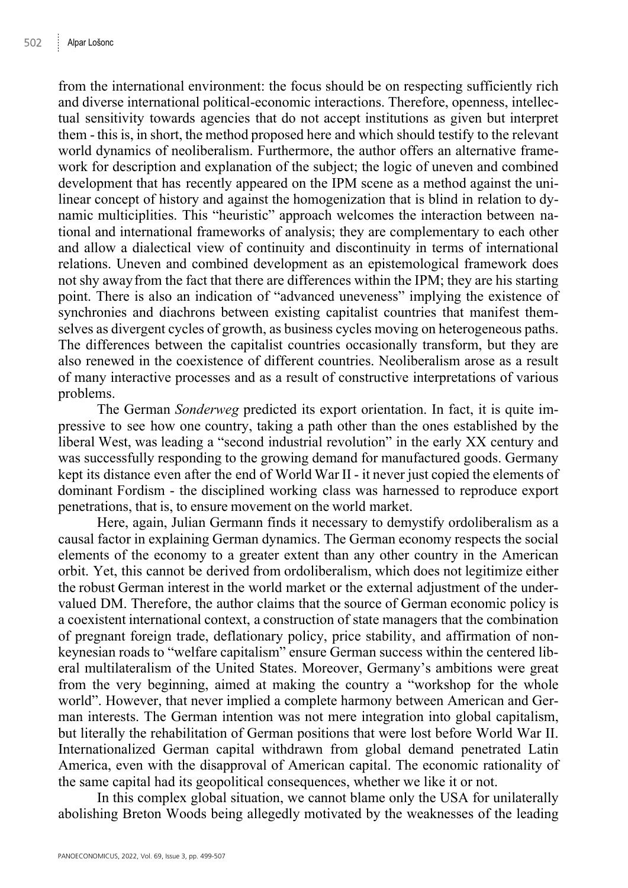from the international environment: the focus should be on respecting sufficiently rich and diverse international political-economic interactions. Therefore, openness, intellectual sensitivity towards agencies that do not accept institutions as given but interpret them - this is, in short, the method proposed here and which should testify to the relevant world dynamics of neoliberalism. Furthermore, the author offers an alternative framework for description and explanation of the subject; the logic of uneven and combined development that has recently appeared on the IPM scene as a method against the unilinear concept of history and against the homogenization that is blind in relation to dynamic multiciplities. This "heuristic" approach welcomes the interaction between national and international frameworks of analysis; they are complementary to each other and allow a dialectical view of continuity and discontinuity in terms of international relations. Uneven and combined development as an epistemological framework does not shy away from the fact that there are differences within the IPM; they are his starting point. There is also an indication of "advanced uneveness" implying the existence of synchronies and diachrons between existing capitalist countries that manifest themselves as divergent cycles of growth, as business cycles moving on heterogeneous paths. The differences between the capitalist countries occasionally transform, but they are also renewed in the coexistence of different countries. Neoliberalism arose as a result of many interactive processes and as a result of constructive interpretations of various problems.

The German *Sonderweg* predicted its export orientation. In fact, it is quite impressive to see how one country, taking a path other than the ones established by the liberal West, was leading a "second industrial revolution" in the early XX century and was successfully responding to the growing demand for manufactured goods. Germany kept its distance even after the end of World War II - it never just copied the elements of dominant Fordism - the disciplined working class was harnessed to reproduce export penetrations, that is, to ensure movement on the world market.

Here, again, Julian Germann finds it necessary to demystify ordoliberalism as a causal factor in explaining German dynamics. The German economy respects the social elements of the economy to a greater extent than any other country in the American orbit. Yet, this cannot be derived from ordoliberalism, which does not legitimize either the robust German interest in the world market or the external adjustment of the undervalued DM. Therefore, the author claims that the source of German economic policy is a coexistent international context, a construction of state managers that the combination of pregnant foreign trade, deflationary policy, price stability, and affirmation of non-keynesian roads to "welfare capitalism" ensure German success within the centered liberal multilateralism of the United States. Moreover, Germany's ambitions were great from the very beginning, aimed at making the country a "workshop for the whole world". However, that never implied a complete harmony between American and German interests. The German intention was not mere integration into global capitalism, but literally the rehabilitation of German positions that were lost before World War II. Internationalized German capital withdrawn from global demand penetrated Latin America, even with the disapproval of American capital. The economic rationality of the same capital had its geopolitical consequences, whether we like it or not.

In this complex global situation, we cannot blame only the USA for unilaterally abolishing Breton Woods being allegedly motivated by the weaknesses of the leading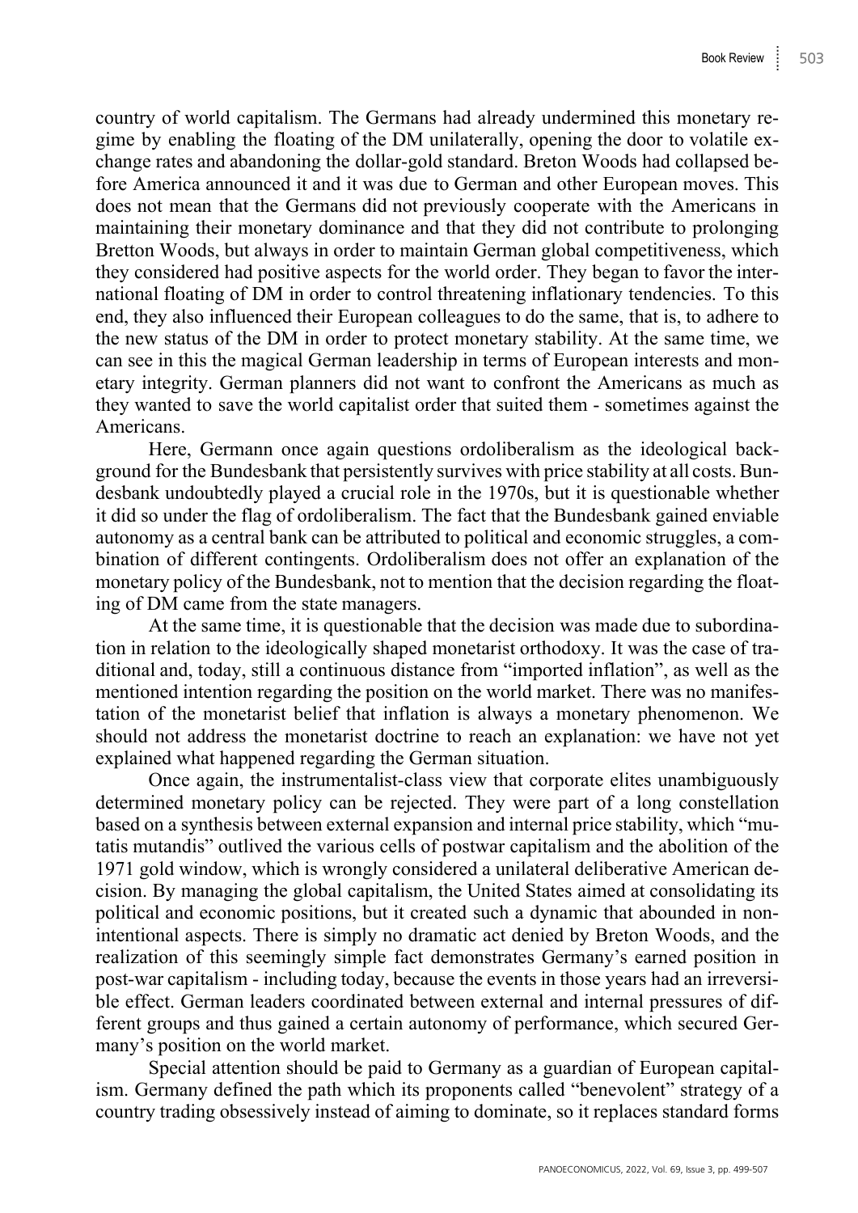country of world capitalism. The Germans had already undermined this monetary regime by enabling the floating of the DM unilaterally, opening the door to volatile exchange rates and abandoning the dollar-gold standard. Breton Woods had collapsed before America announced it and it was due to German and other European moves. This does not mean that the Germans did not previously cooperate with the Americans in maintaining their monetary dominance and that they did not contribute to prolonging Bretton Woods, but always in order to maintain German global competitiveness, which they considered had positive aspects for the world order. They began to favor the international floating of DM in order to control threatening inflationary tendencies. To this end, they also influenced their European colleagues to do the same, that is, to adhere to the new status of the DM in order to protect monetary stability. At the same time, we can see in this the magical German leadership in terms of European interests and monetary integrity. German planners did not want to confront the Americans as much as they wanted to save the world capitalist order that suited them - sometimes against the Americans.

Here, Germann once again questions ordoliberalism as the ideological background for the Bundesbank that persistently survives with price stability at all costs. Bundesbank undoubtedly played a crucial role in the 1970s, but it is questionable whether it did so under the flag of ordoliberalism. The fact that the Bundesbank gained enviable autonomy as a central bank can be attributed to political and economic struggles, a combination of different contingents. Ordoliberalism does not offer an explanation of the monetary policy of the Bundesbank, not to mention that the decision regarding the floating of DM came from the state managers.

At the same time, it is questionable that the decision was made due to subordination in relation to the ideologically shaped monetarist orthodoxy. It was the case of traditional and, today, still a continuous distance from "imported inflation", as well as the mentioned intention regarding the position on the world market. There was no manifestation of the monetarist belief that inflation is always a monetary phenomenon. We should not address the monetarist doctrine to reach an explanation: we have not yet explained what happened regarding the German situation.

Once again, the instrumentalist-class view that corporate elites unambiguously determined monetary policy can be rejected. They were part of a long constellation based on a synthesis between external expansion and internal price stability, which "mutatis mutandis" outlived the various cells of postwar capitalism and the abolition of the 1971 gold window, which is wrongly considered a unilateral deliberative American decision. By managing the global capitalism, the United States aimed at consolidating its political and economic positions, but it created such a dynamic that abounded in non-intentional aspects. There is simply no dramatic act denied by Breton Woods, and the realization of this seemingly simple fact demonstrates Germany's earned position in post-war capitalism - including today, because the events in those years had an irreversible effect. German leaders coordinated between external and internal pressures of different groups and thus gained a certain autonomy of performance, which secured Germany's position on the world market.

Special attention should be paid to Germany as a guardian of European capitalism. Germany defined the path which its proponents called "benevolent" strategy of a country trading obsessively instead of aiming to dominate, so it replaces standard forms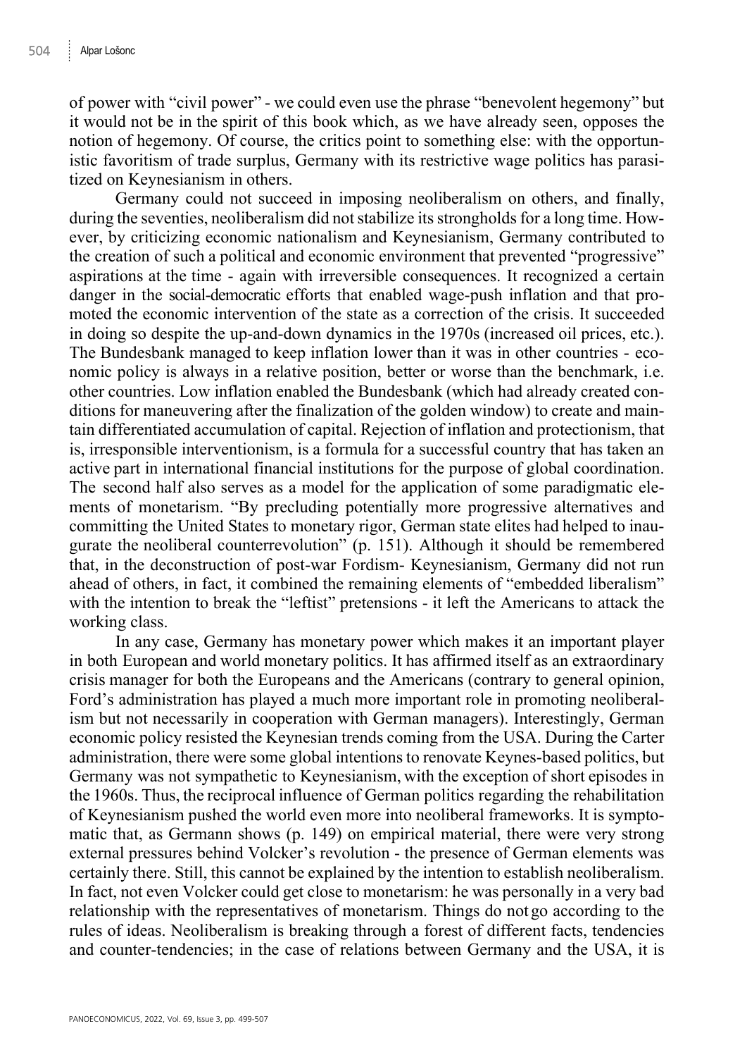of power with "civil power" - we could even use the phrase "benevolent hegemony" but it would not be in the spirit of this book which, as we have already seen, opposes the notion of hegemony. Of course, the critics point to something else: with the opportunistic favoritism of trade surplus, Germany with its restrictive wage politics has parasitized on Keynesianism in others.

Germany could not succeed in imposing neoliberalism on others, and finally, during the seventies, neoliberalism did not stabilize its strongholds for a long time. However, by criticizing economic nationalism and Keynesianism, Germany contributed to the creation of such a political and economic environment that prevented "progressive" aspirations at the time - again with irreversible consequences. It recognized a certain danger in the social-democratic efforts that enabled wage-push inflation and that promoted the economic intervention of the state as a correction of the crisis. It succeeded in doing so despite the up-and-down dynamics in the 1970s (increased oil prices, etc.). The Bundesbank managed to keep inflation lower than it was in other countries - economic policy is always in a relative position, better or worse than the benchmark, i.e. other countries. Low inflation enabled the Bundesbank (which had already created conditions for maneuvering after the finalization of the golden window) to create and maintain differentiated accumulation of capital. Rejection of inflation and protectionism, that is, irresponsible interventionism, is a formula for a successful country that has taken an active part in international financial institutions for the purpose of global coordination. The second half also serves as a model for the application of some paradigmatic elements of monetarism. "By precluding potentially more progressive alternatives and committing the United States to monetary rigor, German state elites had helped to inaugurate the neoliberal counterrevolution" (p. 151). Although it should be remembered that, in the deconstruction of post-war Fordism- Keynesianism, Germany did not run ahead of others, in fact, it combined the remaining elements of "embedded liberalism" with the intention to break the "leftist" pretensions - it left the Americans to attack the working class.

In any case, Germany has monetary power which makes it an important player in both European and world monetary politics. It has affirmed itself as an extraordinary crisis manager for both the Europeans and the Americans (contrary to general opinion, Ford's administration has played a much more important role in promoting neoliberalism but not necessarily in cooperation with German managers). Interestingly, German economic policy resisted the Keynesian trends coming from the USA. During the Carter administration, there were some global intentions to renovate Keynes-based politics, but Germany was not sympathetic to Keynesianism, with the exception of short episodes in the 1960s. Thus, the reciprocal influence of German politics regarding the rehabilitation of Keynesianism pushed the world even more into neoliberal frameworks. It is symptomatic that, as Germann shows (p. 149) on empirical material, there were very strong external pressures behind Volcker's revolution - the presence of German elements was certainly there. Still, this cannot be explained by the intention to establish neoliberalism. In fact, not even Volcker could get close to monetarism: he was personally in a very bad relationship with the representatives of monetarism. Things do not go according to the rules of ideas. Neoliberalism is breaking through a forest of different facts, tendencies and counter-tendencies; in the case of relations between Germany and the USA, it is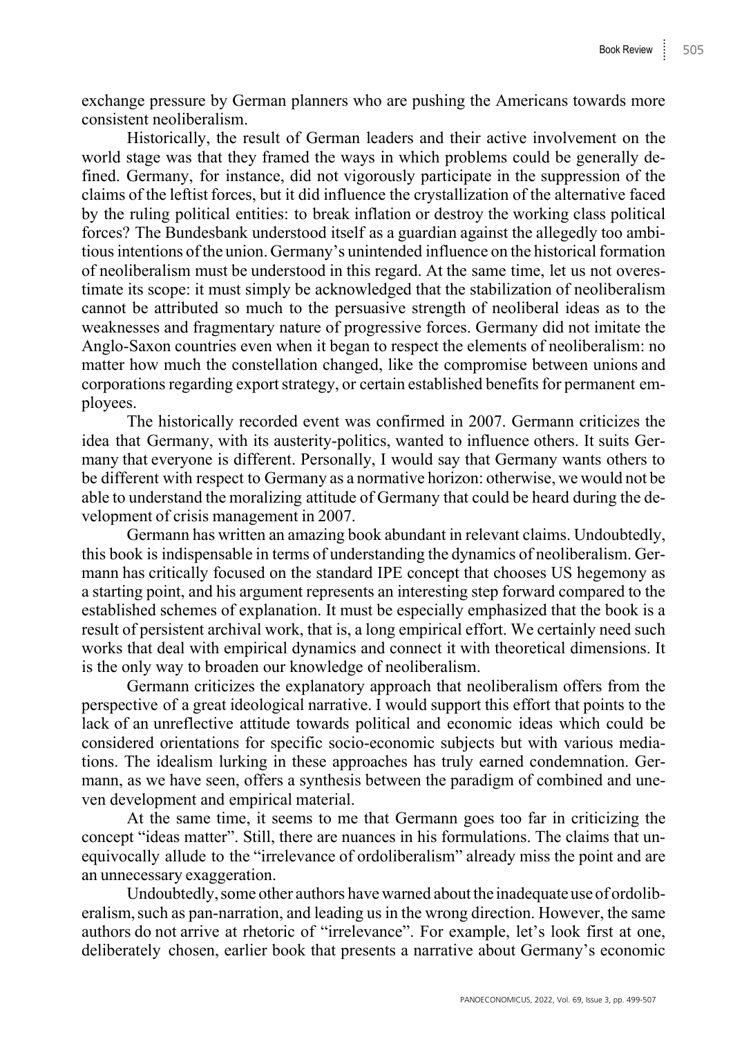exchange pressure by German planners who are pushing the Americans towards more consistent neoliberalism.

Historically, the result of German leaders and their active involvement on the world stage was that they framed the ways in which problems could be generally defined. Germany, for instance, did not vigorously participate in the suppression of the claims of the leftist forces, but it did influence the crystallization of the alternative faced by the ruling political entities: to break inflation or destroy the working class political forces? The Bundesbank understood itself as a guardian against the allegedly too ambitious intentions of the union. Germany's unintended influence on the historical formation of neoliberalism must be understood in this regard. At the same time, let us not overestimate its scope: it must simply be acknowledged that the stabilization of neoliberalism cannot be attributed so much to the persuasive strength of neoliberal ideas as to the weaknesses and fragmentary nature of progressive forces. Germany did not imitate the Anglo-Saxon countries even when it began to respect the elements of neoliberalism: no matter how much the constellation changed, like the compromise between unions and corporations regarding export strategy, or certain established benefits for permanent employees.

The historically recorded event was confirmed in 2007. Germann criticizes the idea that Germany, with its austerity-politics, wanted to influence others. It suits Germany that everyone is different. Personally, I would say that Germany wants others to be different with respect to Germany as a normative horizon: otherwise, we would not be able to understand the moralizing attitude of Germany that could be heard during the development of crisis management in 2007.

Germann has written an amazing book abundant in relevant claims. Undoubtedly, this book is indispensable in terms of understanding the dynamics of neoliberalism. Germann has critically focused on the standard IPE concept that chooses US hegemony as a starting point, and his argument represents an interesting step forward compared to the established schemes of explanation. It must be especially emphasized that the book is a result of persistent archival work, that is, a long empirical effort. We certainly need such works that deal with empirical dynamics and connect it with theoretical dimensions. It is the only way to broaden our knowledge of neoliberalism.

Germann criticizes the explanatory approach that neoliberalism offers from the perspective of a great ideological narrative. I would support this effort that points to the lack of an unreflective attitude towards political and economic ideas which could be considered orientations for specific socio-economic subjects but with various mediations. The idealism lurking in these approaches has truly earned condemnation. Germann, as we have seen, offers a synthesis between the paradigm of combined and uneven development and empirical material.

At the same time, it seems to me that Germann goes too far in criticizing the concept "ideas matter". Still, there are nuances in his formulations. The claims that unequivocally allude to the "irrelevance of ordoliberalism" already miss the point and are an unnecessary exaggeration.

Undoubtedly, some other authors have warned about the inadequate use of ordoliberalism, such as pan-narration, and leading us in the wrong direction. However, the same authors do not arrive at rhetoric of "irrelevance". For example, let's look first at one, deliberately chosen, earlier book that presents a narrative about Germany's economic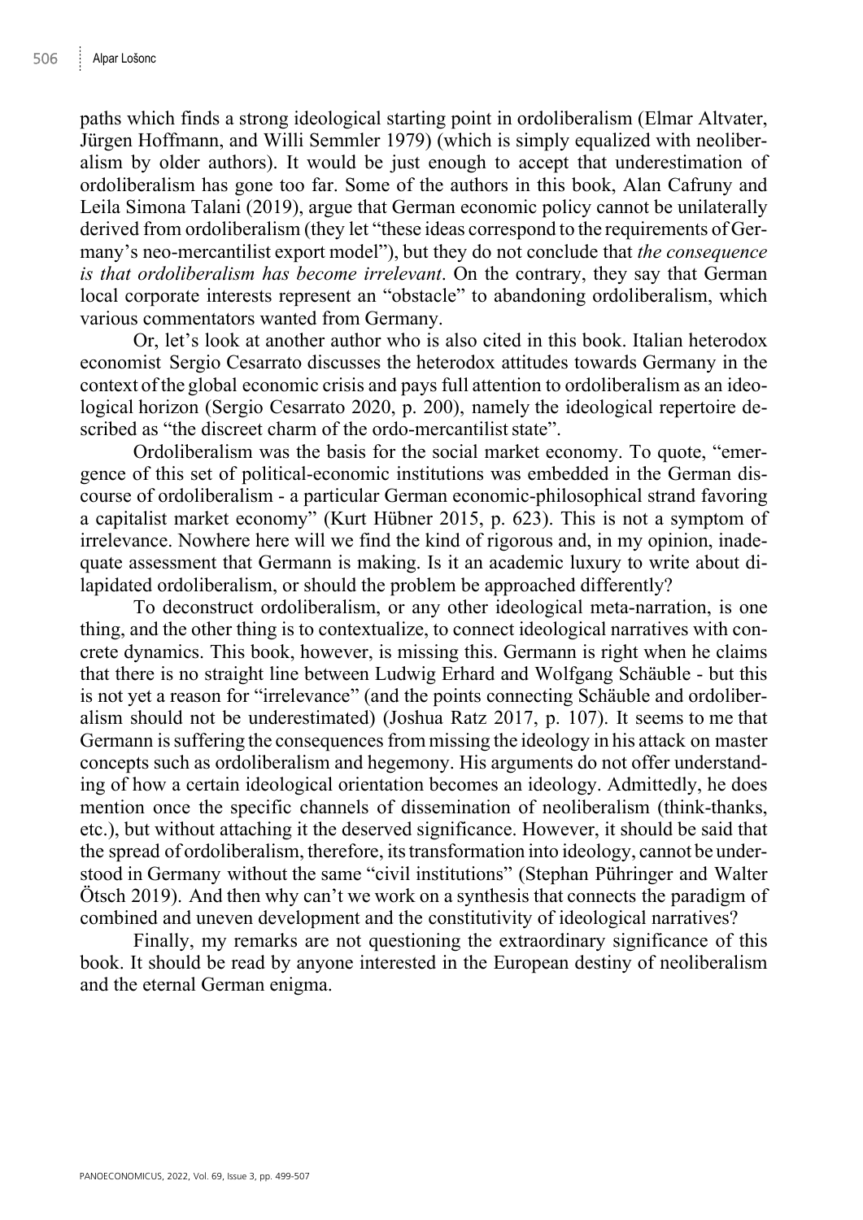paths which finds a strong ideological starting point in ordoliberalism (Elmar Altvater, Jürgen Hoffmann, and Willi Semmler 1979) (which is simply equalized with neoliberalism by older authors). It would be just enough to accept that underestimation of ordoliberalism has gone too far. Some of the authors in this book, Alan Cafruny and Leila Simona Talani (2019), argue that German economic policy cannot be unilaterally derived from ordoliberalism (they let "these ideas correspond to the requirements of Germany's neo-mercantilist export model"), but they do not conclude that *the consequence is that ordoliberalism has become irrelevant*. On the contrary, they say that German local corporate interests represent an "obstacle" to abandoning ordoliberalism, which various commentators wanted from Germany.

Or, let's look at another author who is also cited in this book. Italian heterodox economist Sergio Cesarrato discusses the heterodox attitudes towards Germany in the context of the global economic crisis and pays full attention to ordoliberalism as an ideological horizon (Sergio Cesarrato 2020, p. 200), namely the ideological repertoire described as "the discreet charm of the ordo-mercantilist state".

Ordoliberalism was the basis for the social market economy. To quote, "emergence of this set of political-economic institutions was embedded in the German discourse of ordoliberalism - a particular German economic-philosophical strand favoring a capitalist market economy" (Kurt Hübner 2015, p. 623). This is not a symptom of irrelevance. Nowhere here will we find the kind of rigorous and, in my opinion, inadequate assessment that Germann is making. Is it an academic luxury to write about dilapidated ordoliberalism, or should the problem be approached differently?

To deconstruct ordoliberalism, or any other ideological meta-narration, is one thing, and the other thing is to contextualize, to connect ideological narratives with concrete dynamics. This book, however, is missing this. Germann is right when he claims that there is no straight line between Ludwig Erhard and Wolfgang Schäuble - but this is not yet a reason for "irrelevance" (and the points connecting Schäuble and ordoliberalism should not be underestimated) (Joshua Ratz 2017, p. 107). It seems to me that Germann is suffering the consequences from missing the ideology in his attack on master concepts such as ordoliberalism and hegemony. His arguments do not offer understanding of how a certain ideological orientation becomes an ideology. Admittedly, he does mention once the specific channels of dissemination of neoliberalism (think-thanks, etc.), but without attaching it the deserved significance. However, it should be said that the spread of ordoliberalism, therefore, its transformation into ideology, cannot be understood in Germany without the same "civil institutions" (Stephan Pühringer and Walter Ötsch 2019). And then why can't we work on a synthesis that connects the paradigm of combined and uneven development and the constitutivity of ideological narratives?

Finally, my remarks are not questioning the extraordinary significance of this book. It should be read by anyone interested in the European destiny of neoliberalism and the eternal German enigma.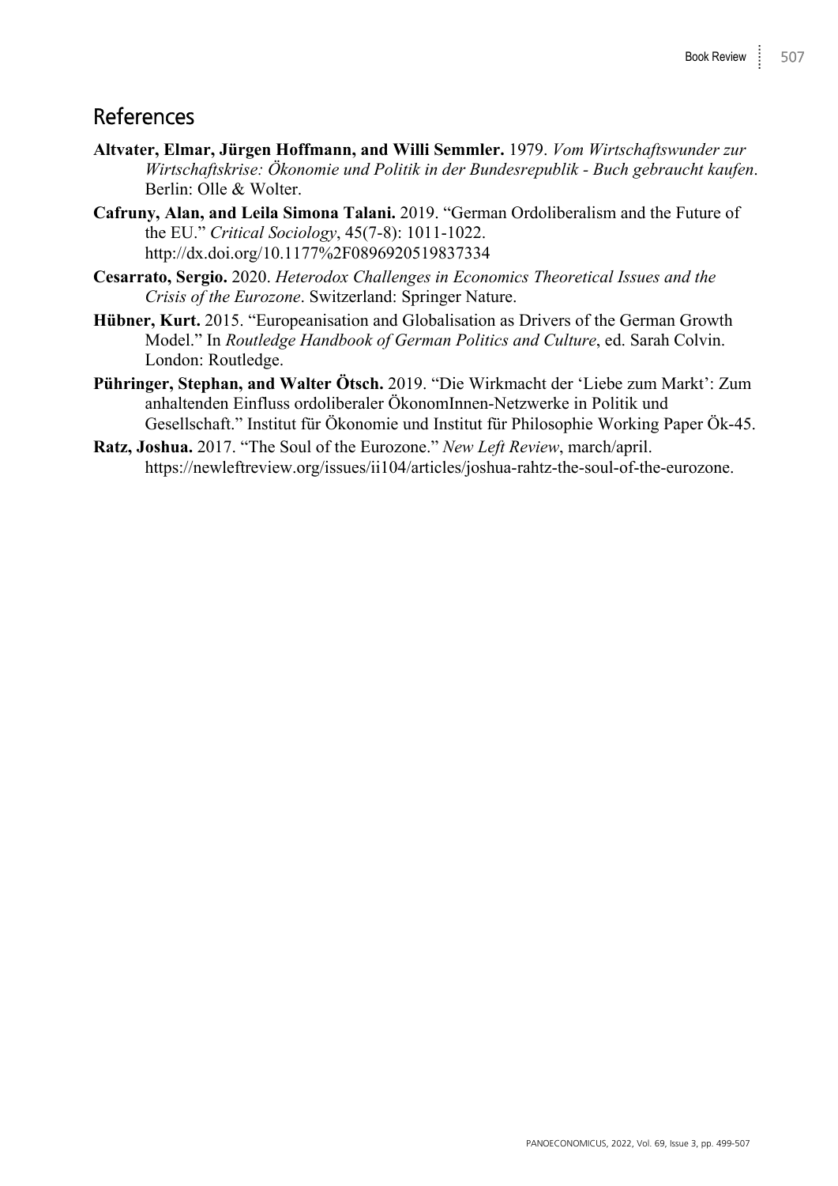## References

**Altvater, Elmar, Jürgen Hoffmann, and Willi Semmler.** 1979. *Vom Wirtschaftswunder zur Wirtschaftskrise: Ökonomie und Politik in der Bundesrepublik - Buch gebraucht kaufen*. Berlin: Olle & Wolter.

**Cafruny, Alan, and Leila Simona Talani.** 2019. "German Ordoliberalism and the Future of the EU." *Critical Sociology*, 45(7-8): 1011-1022. http://dx.doi.org/10.1177%2F0896920519837334

**Cesarrato, Sergio.** 2020. *Heterodox Challenges in Economics Theoretical Issues and the Crisis of the Eurozone*. Switzerland: Springer Nature.

**Hübner, Kurt.** 2015. "Europeanisation and Globalisation as Drivers of the German Growth Model." In *Routledge Handbook of German Politics and Culture*, ed. Sarah Colvin. London: Routledge.

**Pühringer, Stephan, and Walter Ötsch.** 2019. "Die Wirkmacht der 'Liebe zum Markt': Zum anhaltenden Einfluss ordoliberaler ÖkonomInnen-Netzwerke in Politik und Gesellschaft." Institut für Ökonomie und Institut für Philosophie Working Paper Ök-45.

**Ratz, Joshua.** 2017. "The Soul of the Eurozone." *New Left Review*, march/april. https://newleftreview.org/issues/ii104/articles/joshua-rahtz-the-soul-of-the-eurozone.